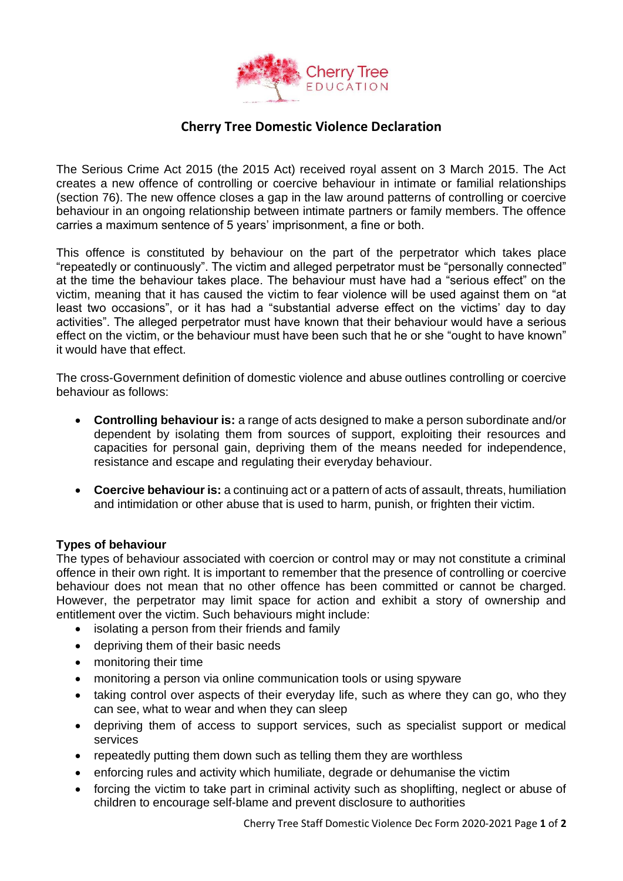Cherry Tree EDUCATION

# Cherry Tree Domestic Violence Declaration

The Serious Crime Act 2015 (the 2015 Act) received royal assent on 3 March 2015. The Act creates a new offence of controlling or coercive behaviour in intimate or familial relationships (section 76). The new offence closes a gap in the law around patterns of controlling or coercive behaviour in an ongoing relationship between intimate partners or family members. The offence carries a maximum sentence of 5 years' imprisonment, a fine or both.

This offence is constituted by behaviour on the part of the perpetrator which takes place "repeatedly or continuously". The victim and alleged perpetrator must be "personally connected" at the time the behaviour takes place. The behaviour must have had a "serious effect" on the victim, meaning that it has caused the victim to fear violence will be used against them on "at least two occasions", or it has had a "substantial adverse effect on the victims' day to day activities". The alleged perpetrator must have known that their behaviour would have a serious effect on the victim, or the behaviour must have been such that he or she "ought to have known" it would have that effect.

The cross-Government definition of domestic violence and abuse outlines controlling or coercive behaviour as follows:

- **Controlling behaviour is:** a range of acts designed to make a person subordinate and/or dependent by isolating them from sources of support, exploiting their resources and capacities for personal gain, depriving them of the means needed for independence, resistance and escape and regulating their everyday behaviour.

- **Coercive behaviour is:** a continuing act or a pattern of acts of assault, threats, humiliation and intimidation or other abuse that is used to harm, punish, or frighten their victim.

**Types of behaviour**
The types of behaviour associated with coercion or control may or may not constitute a criminal offence in their own right. It is important to remember that the presence of controlling or coercive behaviour does not mean that no other offence has been committed or cannot be charged. However, the perpetrator may limit space for action and exhibit a story of ownership and entitlement over the victim. Such behaviours might include:

- isolating a person from their friends and family
- depriving them of their basic needs
- monitoring their time
- monitoring a person via online communication tools or using spyware
- taking control over aspects of their everyday life, such as where they can go, who they can see, what to wear and when they can sleep
- depriving them of access to support services, such as specialist support or medical services
- repeatedly putting them down such as telling them they are worthless
- enforcing rules and activity which humiliate, degrade or dehumanise the victim
- forcing the victim to take part in criminal activity such as shoplifting, neglect or abuse of children to encourage self-blame and prevent disclosure to authorities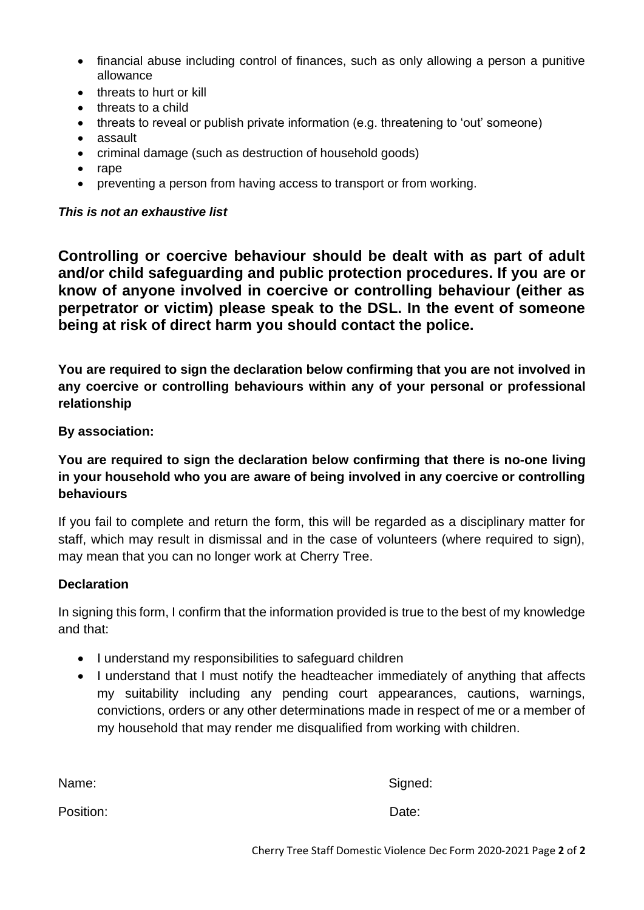- financial abuse including control of finances, such as only allowing a person a punitive allowance
- threats to hurt or kill
- threats to a child
- threats to reveal or publish private information (e.g. threatening to 'out' someone)
- assault
- criminal damage (such as destruction of household goods)
- rape
- preventing a person from having access to transport or from working.

***This is not an exhaustive list***

**Controlling or coercive behaviour should be dealt with as part of adult and/or child safeguarding and public protection procedures. If you are or know of anyone involved in coercive or controlling behaviour (either as perpetrator or victim) please speak to the DSL. In the event of someone being at risk of direct harm you should contact the police.**

**You are required to sign the declaration below confirming that you are not involved in any coercive or controlling behaviours within any of your personal or professional relationship**

**By association:**

**You are required to sign the declaration below confirming that there is no-one living in your household who you are aware of being involved in any coercive or controlling behaviours**

If you fail to complete and return the form, this will be regarded as a disciplinary matter for staff, which may result in dismissal and in the case of volunteers (where required to sign), may mean that you can no longer work at Cherry Tree.

**Declaration**

In signing this form, I confirm that the information provided is true to the best of my knowledge and that:

- I understand my responsibilities to safeguard children
- I understand that I must notify the headteacher immediately of anything that affects my suitability including any pending court appearances, cautions, warnings, convictions, orders or any other determinations made in respect of me or a member of my household that may render me disqualified from working with children.

Name: Signed:

Position: Date: